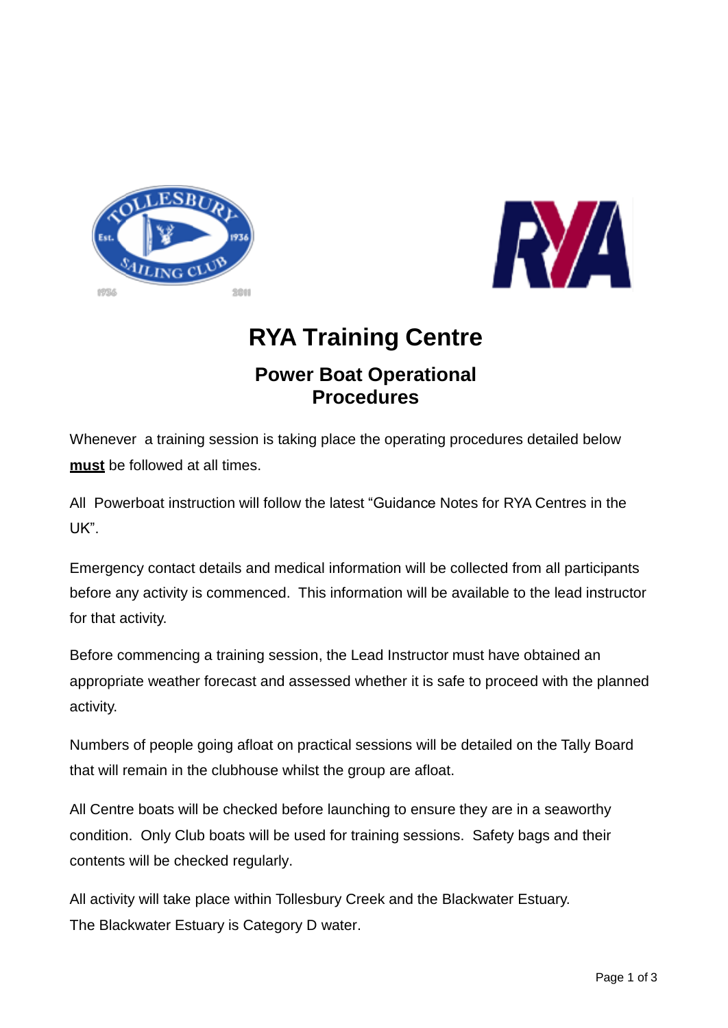# RYA Training Centre

## Power Boat Operational Procedures

Whenever a training session is taking place the operating procedures detailed below **<u>must</u>** be followed at all times.

All Powerboat instruction will follow the latest "Guidance Notes for RYA Centres in the UK".

Emergency contact details and medical information will be collected from all participants before any activity is commenced. This information will be available to the lead instructor for that activity.

Before commencing a training session, the Lead Instructor must have obtained an appropriate weather forecast and assessed whether it is safe to proceed with the planned activity.

Numbers of people going afloat on practical sessions will be detailed on the Tally Board that will remain in the clubhouse whilst the group are afloat.

All Centre boats will be checked before launching to ensure they are in a seaworthy condition. Only Club boats will be used for training sessions. Safety bags and their contents will be checked regularly.

All activity will take place within Tollesbury Creek and the Blackwater Estuary.
The Blackwater Estuary is Category D water.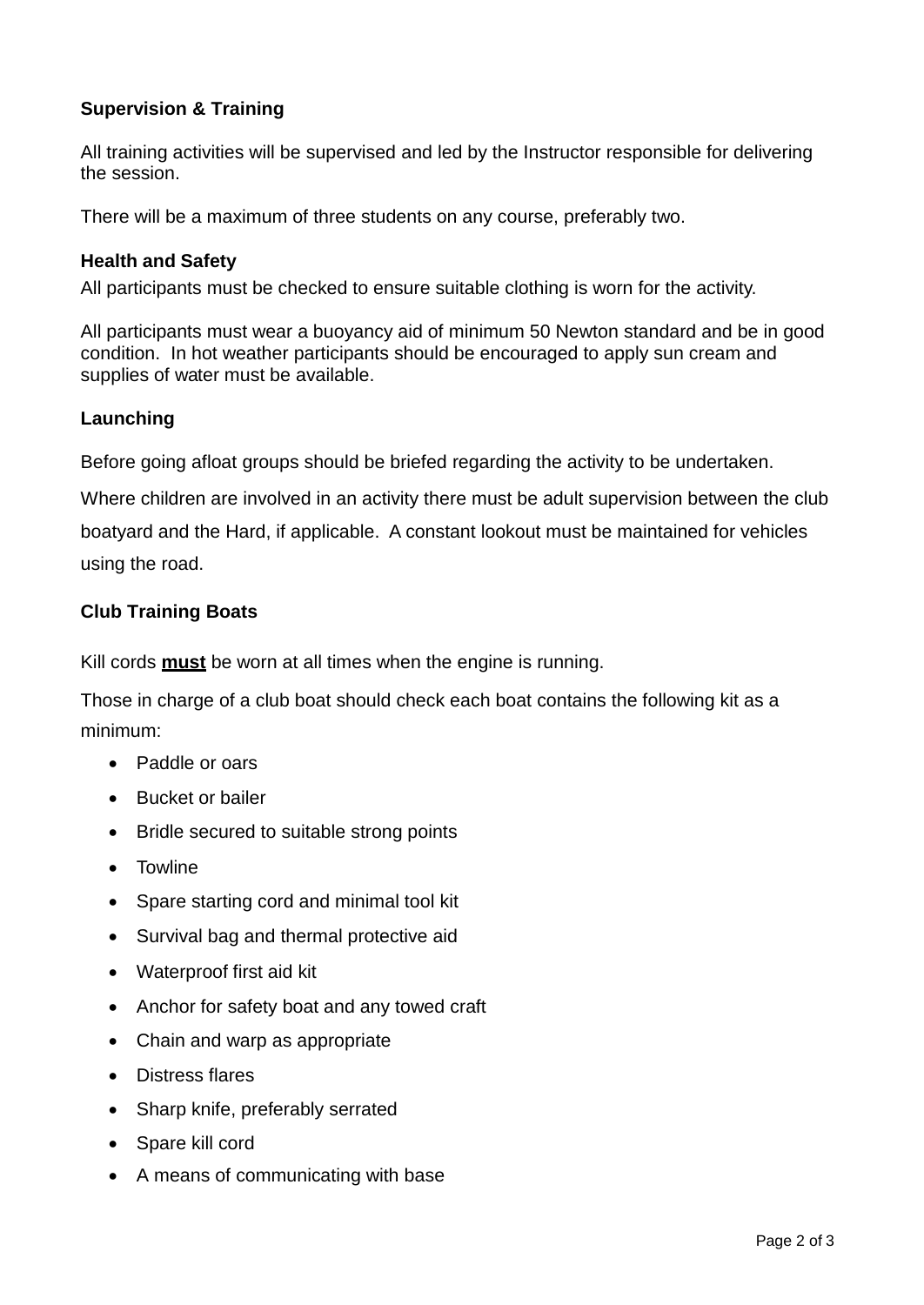### Supervision & Training

All training activities will be supervised and led by the Instructor responsible for delivering the session.

There will be a maximum of three students on any course, preferably two.

### Health and Safety

All participants must be checked to ensure suitable clothing is worn for the activity.

All participants must wear a buoyancy aid of minimum 50 Newton standard and be in good condition.  In hot weather participants should be encouraged to apply sun cream and supplies of water must be available.

### Launching

Before going afloat groups should be briefed regarding the activity to be undertaken.

Where children are involved in an activity there must be adult supervision between the club boatyard and the Hard, if applicable.  A constant lookout must be maintained for vehicles using the road.

### Club Training Boats

Kill cords **<u>must</u>** be worn at all times when the engine is running.

Those in charge of a club boat should check each boat contains the following kit as a minimum:

- Paddle or oars
- Bucket or bailer
- Bridle secured to suitable strong points
- Towline
- Spare starting cord and minimal tool kit
- Survival bag and thermal protective aid
- Waterproof first aid kit
- Anchor for safety boat and any towed craft
- Chain and warp as appropriate
- Distress flares
- Sharp knife, preferably serrated
- Spare kill cord
- A means of communicating with base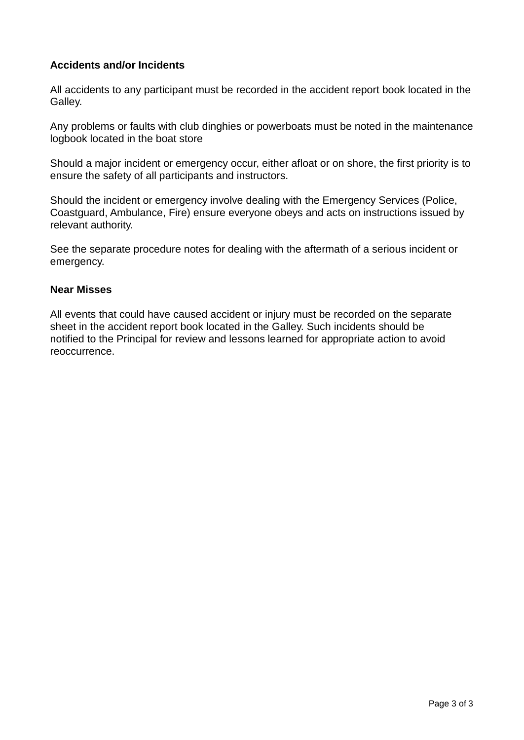**Accidents and/or Incidents**

All accidents to any participant must be recorded in the accident report book located in the Galley.

Any problems or faults with club dinghies or powerboats must be noted in the maintenance logbook located in the boat store

Should a major incident or emergency occur, either afloat or on shore, the first priority is to ensure the safety of all participants and instructors.

Should the incident or emergency involve dealing with the Emergency Services (Police, Coastguard, Ambulance, Fire) ensure everyone obeys and acts on instructions issued by relevant authority.

See the separate procedure notes for dealing with the aftermath of a serious incident or emergency.

**Near Misses**

All events that could have caused accident or injury must be recorded on the separate sheet in the accident report book located in the Galley. Such incidents should be notified to the Principal for review and lessons learned for appropriate action to avoid reoccurrence.